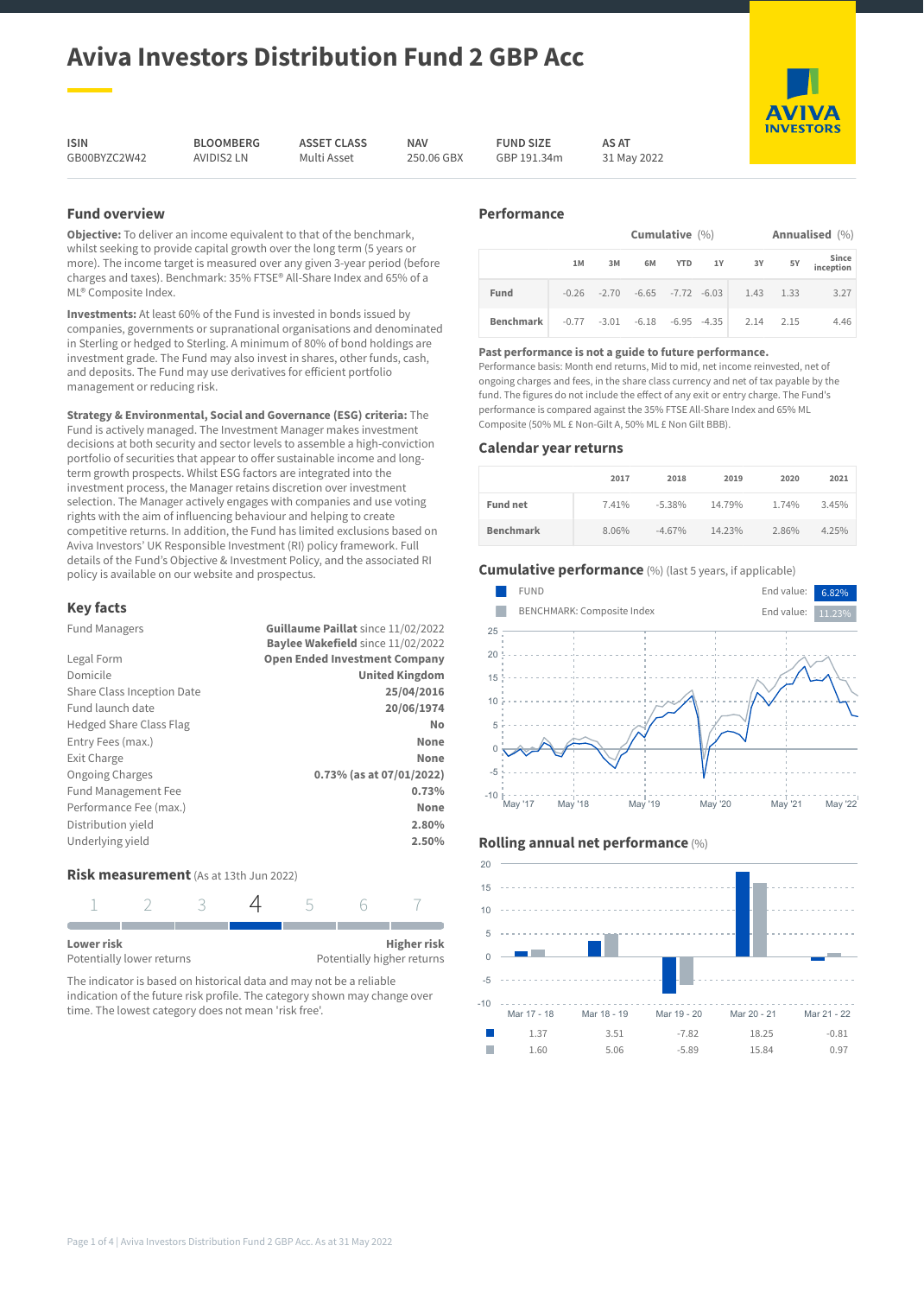# Aviva Investors Distribution Fund 2 GBP Acc

| ISIN | BLOOMBERG | ASSET CLASS | NAV | FUND SIZE | AS AT |
|---|---|---|---|---|---|
| GB00BYZC2W42 | AVIDIS2 LN | Multi Asset | 250.06 GBX | GBP 191.34m | 31 May 2022 |

## Fund overview

**Objective:** To deliver an income equivalent to that of the benchmark, whilst seeking to provide capital growth over the long term (5 years or more). The income target is measured over any given 3-year period (before charges and taxes). Benchmark: 35% FTSE® All-Share Index and 65% of a ML® Composite Index.

**Investments:** At least 60% of the Fund is invested in bonds issued by companies, governments or supranational organisations and denominated in Sterling or hedged to Sterling. A minimum of 80% of bond holdings are investment grade. The Fund may also invest in shares, other funds, cash, and deposits. The Fund may use derivatives for efficient portfolio management or reducing risk.

**Strategy & Environmental, Social and Governance (ESG) criteria:** The Fund is actively managed. The Investment Manager makes investment decisions at both security and sector levels to assemble a high-conviction portfolio of securities that appear to offer sustainable income and long-term growth prospects. Whilst ESG factors are integrated into the investment process, the Manager retains discretion over investment selection. The Manager actively engages with companies and use voting rights with the aim of influencing behaviour and helping to create competitive returns. In addition, the Fund has limited exclusions based on Aviva Investors' UK Responsible Investment (RI) policy framework. Full details of the Fund's Objective & Investment Policy, and the associated RI policy is available on our website and prospectus.

## Key facts

| | |
|---|---|
| Fund Managers | **Guillaume Paillat** since 11/02/2022<br>**Baylee Wakefield** since 11/02/2022 |
| Legal Form | **Open Ended Investment Company** |
| Domicile | **United Kingdom** |
| Share Class Inception Date | **25/04/2016** |
| Fund launch date | **20/06/1974** |
| Hedged Share Class Flag | **No** |
| Entry Fees (max.) | **None** |
| Exit Charge | **None** |
| Ongoing Charges | **0.73% (as at 07/01/2022)** |
| Fund Management Fee | **0.73%** |
| Performance Fee (max.) | **None** |
| Distribution yield | **2.80%** |
| Underlying yield | **2.50%** |

## Risk measurement (As at 13th Jun 2022)

1 2 3 **4** 5 6 7

**Lower risk** – Potentially lower returns

**Higher risk** – Potentially higher returns

The indicator is based on historical data and may not be a reliable indication of the future risk profile. The category shown may change over time. The lowest category does not mean 'risk free'.

## Performance

| | Cumulative (%) | | | | | Annualised (%) | | |
|---|---|---|---|---|---|---|---|---|
| | 1M | 3M | 6M | YTD | 1Y | 3Y | 5Y | Since inception |
| **Fund** | -0.26 | -2.70 | -6.65 | -7.72 | -6.03 | 1.43 | 1.33 | 3.27 |
| **Benchmark** | -0.77 | -3.01 | -6.18 | -6.95 | -4.35 | 2.14 | 2.15 | 4.46 |

**Past performance is not a guide to future performance.**
Performance basis: Month end returns, Mid to mid, net income reinvested, net of ongoing charges and fees, in the share class currency and net of tax payable by the fund. The figures do not include the effect of any exit or entry charge. The Fund's performance is compared against the 35% FTSE All-Share Index and 65% ML Composite (50% ML £ Non-Gilt A, 50% ML £ Non Gilt BBB).

## Calendar year returns

| | 2017 | 2018 | 2019 | 2020 | 2021 |
|---|---|---|---|---|---|
| **Fund net** | 7.41% | -5.38% | 14.79% | 1.74% | 3.45% |
| **Benchmark** | 8.06% | -4.67% | 14.23% | 2.86% | 4.25% |

## Cumulative performance (%) (last 5 years, if applicable)

| | End value |
|---|---|
| FUND | 6.82% |
| BENCHMARK: Composite Index | 11.23% |

## Rolling annual net performance (%)

| | Mar 17 - 18 | Mar 18 - 19 | Mar 19 - 20 | Mar 20 - 21 | Mar 21 - 22 |
|---|---|---|---|---|---|
| Fund | 1.37 | 3.51 | -7.82 | 18.25 | -0.81 |
| Benchmark | 1.60 | 5.06 | -5.89 | 15.84 | 0.97 |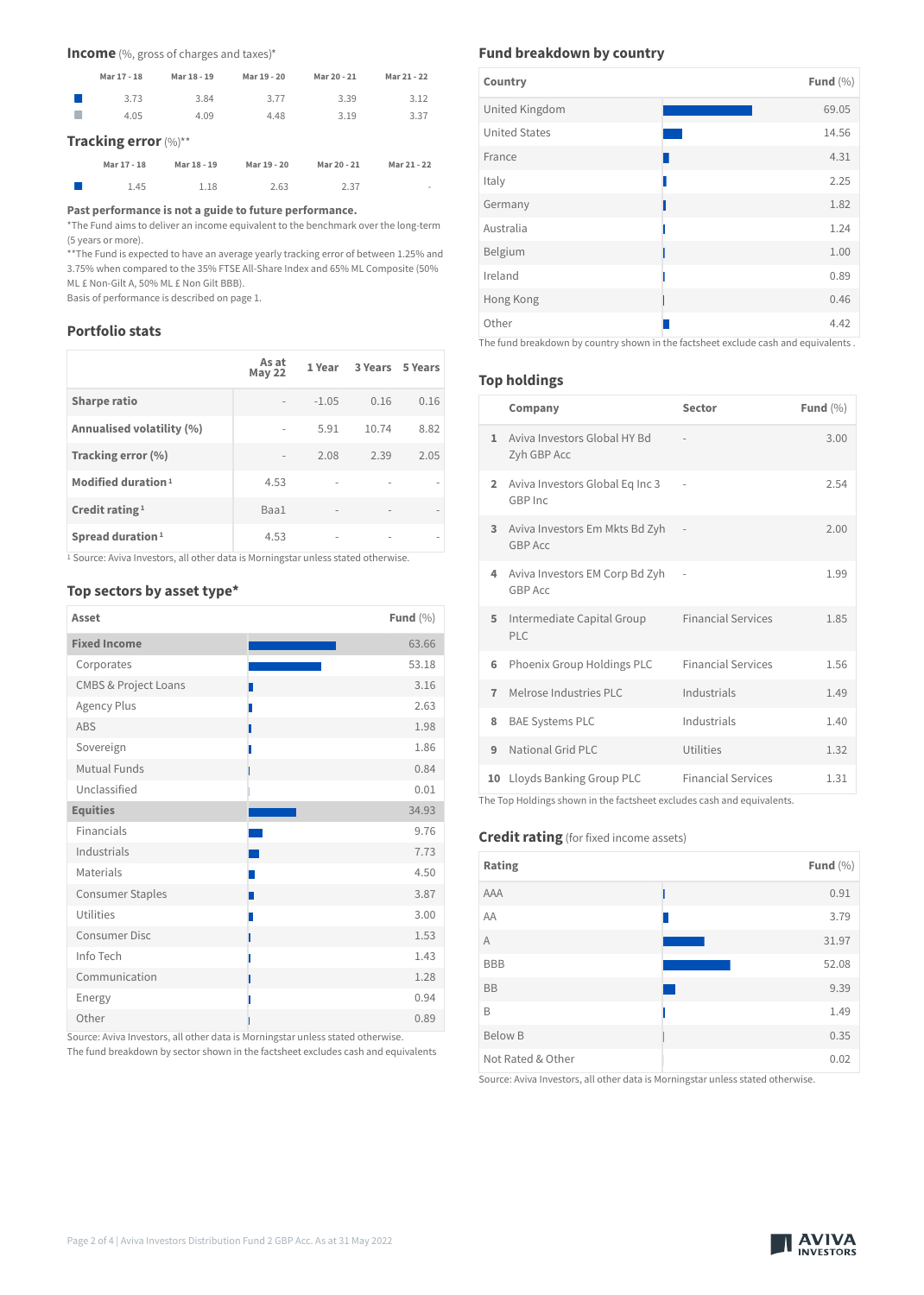## Income (%, gross of charges and taxes)*

| | Mar 17 - 18 | Mar 18 - 19 | Mar 19 - 20 | Mar 20 - 21 | Mar 21 - 22 |
|---|---|---|---|---|---|
| ■ (blue) | 3.73 | 3.84 | 3.77 | 3.39 | 3.12 |
| ■ (grey) | 4.05 | 4.09 | 4.48 | 3.19 | 3.37 |

## Tracking error (%)**

| | Mar 17 - 18 | Mar 18 - 19 | Mar 19 - 20 | Mar 20 - 21 | Mar 21 - 22 |
|---|---|---|---|---|---|
| ■ | 1.45 | 1.18 | 2.63 | 2.37 | - |

**Past performance is not a guide to future performance.**

*The Fund aims to deliver an income equivalent to the benchmark over the long-term (5 years or more).

**The Fund is expected to have an average yearly tracking error of between 1.25% and 3.75% when compared to the 35% FTSE All-Share Index and 65% ML Composite (50% ML £ Non-Gilt A, 50% ML £ Non Gilt BBB).

Basis of performance is described on page 1.

## Portfolio stats

| | As at May 22 | 1 Year | 3 Years | 5 Years |
|---|---|---|---|---|
| **Sharpe ratio** | - | -1.05 | 0.16 | 0.16 |
| **Annualised volatility (%)** | - | 5.91 | 10.74 | 8.82 |
| **Tracking error (%)** | - | 2.08 | 2.39 | 2.05 |
| **Modified duration**[1] | 4.53 | - | - | - |
| **Credit rating**[1] | Baa1 | - | - | - |
| **Spread duration**[1] | 4.53 | - | - | - |

[1] Source: Aviva Investors, all other data is Morningstar unless stated otherwise.

## Top sectors by asset type*

| Asset | Fund (%) |
|---|---|
| **Fixed Income** | 63.66 |
| Corporates | 53.18 |
| CMBS & Project Loans | 3.16 |
| Agency Plus | 2.63 |
| ABS | 1.98 |
| Sovereign | 1.86 |
| Mutual Funds | 0.84 |
| Unclassified | 0.01 |
| **Equities** | 34.93 |
| Financials | 9.76 |
| Industrials | 7.73 |
| Materials | 4.50 |
| Consumer Staples | 3.87 |
| Utilities | 3.00 |
| Consumer Disc | 1.53 |
| Info Tech | 1.43 |
| Communication | 1.28 |
| Energy | 0.94 |
| Other | 0.89 |

Source: Aviva Investors, all other data is Morningstar unless stated otherwise.
The fund breakdown by sector shown in the factsheet excludes cash and equivalents

## Fund breakdown by country

| Country | Fund (%) |
|---|---|
| United Kingdom | 69.05 |
| United States | 14.56 |
| France | 4.31 |
| Italy | 2.25 |
| Germany | 1.82 |
| Australia | 1.24 |
| Belgium | 1.00 |
| Ireland | 0.89 |
| Hong Kong | 0.46 |
| Other | 4.42 |

The fund breakdown by country shown in the factsheet exclude cash and equivalents .

## Top holdings

| | Company | Sector | Fund (%) |
|---|---|---|---|
| 1 | Aviva Investors Global HY Bd Zyh GBP Acc | - | 3.00 |
| 2 | Aviva Investors Global Eq Inc 3 GBP Inc | - | 2.54 |
| 3 | Aviva Investors Em Mkts Bd Zyh GBP Acc | - | 2.00 |
| 4 | Aviva Investors EM Corp Bd Zyh GBP Acc | - | 1.99 |
| 5 | Intermediate Capital Group PLC | Financial Services | 1.85 |
| 6 | Phoenix Group Holdings PLC | Financial Services | 1.56 |
| 7 | Melrose Industries PLC | Industrials | 1.49 |
| 8 | BAE Systems PLC | Industrials | 1.40 |
| 9 | National Grid PLC | Utilities | 1.32 |
| 10 | Lloyds Banking Group PLC | Financial Services | 1.31 |

The Top Holdings shown in the factsheet excludes cash and equivalents.

## Credit rating (for fixed income assets)

| Rating | Fund (%) |
|---|---|
| AAA | 0.91 |
| AA | 3.79 |
| A | 31.97 |
| BBB | 52.08 |
| BB | 9.39 |
| B | 1.49 |
| Below B | 0.35 |
| Not Rated & Other | 0.02 |

Source: Aviva Investors, all other data is Morningstar unless stated otherwise.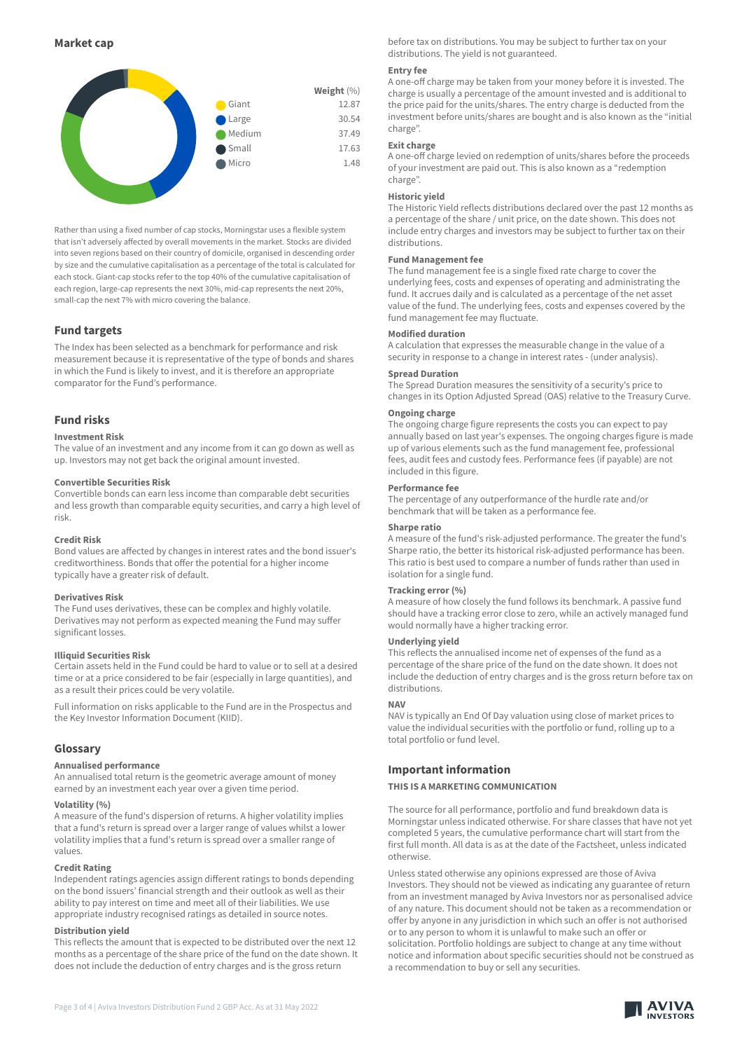## Market cap

| | Weight (%) |
|---|---|
| Giant | 12.87 |
| Large | 30.54 |
| Medium | 37.49 |
| Small | 17.63 |
| Micro | 1.48 |

Rather than using a fixed number of cap stocks, Morningstar uses a flexible system that isn't adversely affected by overall movements in the market. Stocks are divided into seven regions based on their country of domicile, organised in descending order by size and the cumulative capitalisation as a percentage of the total is calculated for each stock. Giant-cap stocks refer to the top 40% of the cumulative capitalisation of each region, large-cap represents the next 30%, mid-cap represents the next 20%, small-cap the next 7% with micro covering the balance.

## Fund targets

The Index has been selected as a benchmark for performance and risk measurement because it is representative of the type of bonds and shares in which the Fund is likely to invest, and it is therefore an appropriate comparator for the Fund's performance.

## Fund risks

**Investment Risk**
The value of an investment and any income from it can go down as well as up. Investors may not get back the original amount invested.

**Convertible Securities Risk**
Convertible bonds can earn less income than comparable debt securities and less growth than comparable equity securities, and carry a high level of risk.

**Credit Risk**
Bond values are affected by changes in interest rates and the bond issuer's creditworthiness. Bonds that offer the potential for a higher income typically have a greater risk of default.

**Derivatives Risk**
The Fund uses derivatives, these can be complex and highly volatile. Derivatives may not perform as expected meaning the Fund may suffer significant losses.

**Illiquid Securities Risk**
Certain assets held in the Fund could be hard to value or to sell at a desired time or at a price considered to be fair (especially in large quantities), and as a result their prices could be very volatile.

Full information on risks applicable to the Fund are in the Prospectus and the Key Investor Information Document (KIID).

## Glossary

**Annualised performance**
An annualised total return is the geometric average amount of money earned by an investment each year over a given time period.

**Volatility (%)**
A measure of the fund's dispersion of returns. A higher volatility implies that a fund's return is spread over a larger range of values whilst a lower volatility implies that a fund's return is spread over a smaller range of values.

**Credit Rating**
Independent ratings agencies assign different ratings to bonds depending on the bond issuers' financial strength and their outlook as well as their ability to pay interest on time and meet all of their liabilities. We use appropriate industry recognised ratings as detailed in source notes.

**Distribution yield**
This reflects the amount that is expected to be distributed over the next 12 months as a percentage of the share price of the fund on the date shown. It does not include the deduction of entry charges and is the gross return before tax on distributions. You may be subject to further tax on your distributions. The yield is not guaranteed.

**Entry fee**
A one-off charge may be taken from your money before it is invested. The charge is usually a percentage of the amount invested and is additional to the price paid for the units/shares. The entry charge is deducted from the investment before units/shares are bought and is also known as the "initial charge".

**Exit charge**
A one-off charge levied on redemption of units/shares before the proceeds of your investment are paid out. This is also known as a "redemption charge".

**Historic yield**
The Historic Yield reflects distributions declared over the past 12 months as a percentage of the share / unit price, on the date shown. This does not include entry charges and investors may be subject to further tax on their distributions.

**Fund Management fee**
The fund management fee is a single fixed rate charge to cover the underlying fees, costs and expenses of operating and administrating the fund. It accrues daily and is calculated as a percentage of the net asset value of the fund. The underlying fees, costs and expenses covered by the fund management fee may fluctuate.

**Modified duration**
A calculation that expresses the measurable change in the value of a security in response to a change in interest rates - (under analysis).

**Spread Duration**
The Spread Duration measures the sensitivity of a security's price to changes in its Option Adjusted Spread (OAS) relative to the Treasury Curve.

**Ongoing charge**
The ongoing charge figure represents the costs you can expect to pay annually based on last year's expenses. The ongoing charges figure is made up of various elements such as the fund management fee, professional fees, audit fees and custody fees. Performance fees (if payable) are not included in this figure.

**Performance fee**
The percentage of any outperformance of the hurdle rate and/or benchmark that will be taken as a performance fee.

**Sharpe ratio**
A measure of the fund's risk-adjusted performance. The greater the fund's Sharpe ratio, the better its historical risk-adjusted performance has been. This ratio is best used to compare a number of funds rather than used in isolation for a single fund.

**Tracking error (%)**
A measure of how closely the fund follows its benchmark. A passive fund should have a tracking error close to zero, while an actively managed fund would normally have a higher tracking error.

**Underlying yield**
This reflects the annualised income net of expenses of the fund as a percentage of the share price of the fund on the date shown. It does not include the deduction of entry charges and is the gross return before tax on distributions.

**NAV**
NAV is typically an End Of Day valuation using close of market prices to value the individual securities with the portfolio or fund, rolling up to a total portfolio or fund level.

## Important information

**THIS IS A MARKETING COMMUNICATION**

The source for all performance, portfolio and fund breakdown data is Morningstar unless indicated otherwise. For share classes that have not yet completed 5 years, the cumulative performance chart will start from the first full month. All data is as at the date of the Factsheet, unless indicated otherwise.

Unless stated otherwise any opinions expressed are those of Aviva Investors. They should not be viewed as indicating any guarantee of return from an investment managed by Aviva Investors nor as personalised advice of any nature. This document should not be taken as a recommendation or offer by anyone in any jurisdiction in which such an offer is not authorised or to any person to whom it is unlawful to make such an offer or solicitation. Portfolio holdings are subject to change at any time without notice and information about specific securities should not be construed as a recommendation to buy or sell any securities.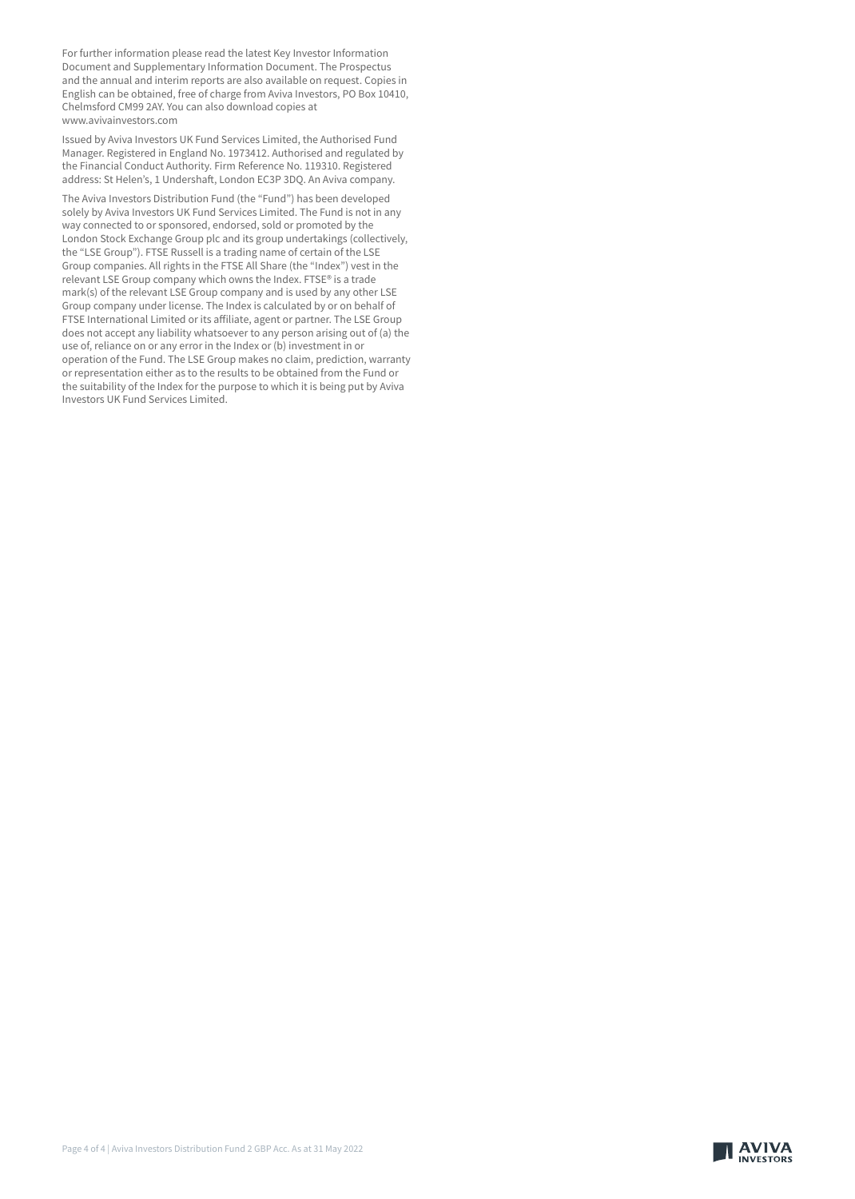For further information please read the latest Key Investor Information Document and Supplementary Information Document. The Prospectus and the annual and interim reports are also available on request. Copies in English can be obtained, free of charge from Aviva Investors, PO Box 10410, Chelmsford CM99 2AY. You can also download copies at www.avivainvestors.com

Issued by Aviva Investors UK Fund Services Limited, the Authorised Fund Manager. Registered in England No. 1973412. Authorised and regulated by the Financial Conduct Authority. Firm Reference No. 119310. Registered address: St Helen's, 1 Undershaft, London EC3P 3DQ. An Aviva company.

The Aviva Investors Distribution Fund (the "Fund") has been developed solely by Aviva Investors UK Fund Services Limited. The Fund is not in any way connected to or sponsored, endorsed, sold or promoted by the London Stock Exchange Group plc and its group undertakings (collectively, the "LSE Group"). FTSE Russell is a trading name of certain of the LSE Group companies. All rights in the FTSE All Share (the "Index") vest in the relevant LSE Group company which owns the Index. FTSE® is a trade mark(s) of the relevant LSE Group company and is used by any other LSE Group company under license. The Index is calculated by or on behalf of FTSE International Limited or its affiliate, agent or partner. The LSE Group does not accept any liability whatsoever to any person arising out of (a) the use of, reliance on or any error in the Index or (b) investment in or operation of the Fund. The LSE Group makes no claim, prediction, warranty or representation either as to the results to be obtained from the Fund or the suitability of the Index for the purpose to which it is being put by Aviva Investors UK Fund Services Limited.